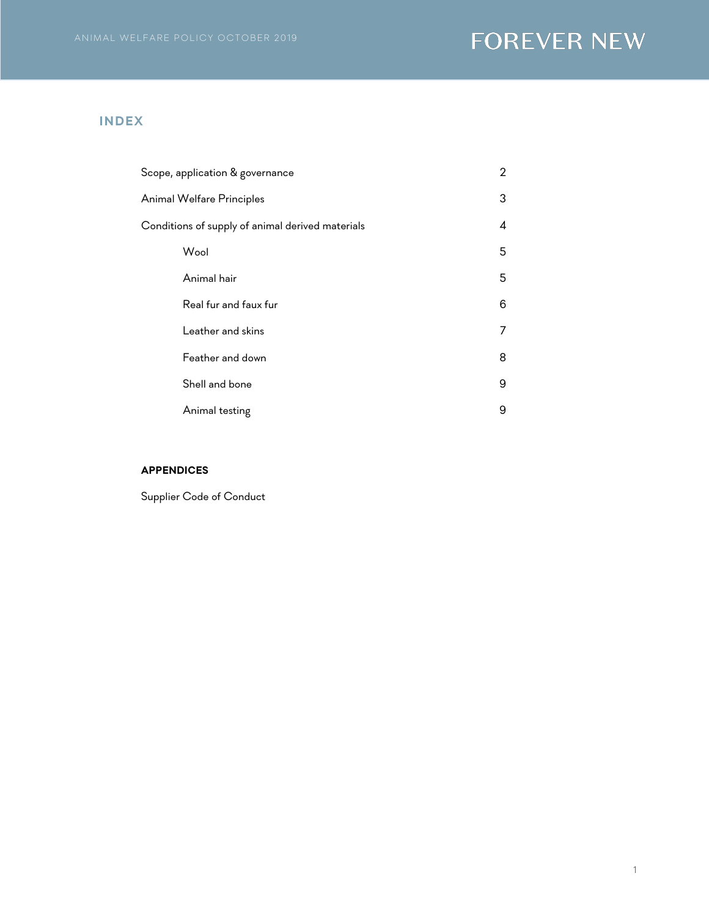## INDEX

| | |
|---|---|
| Scope, application & governance | 2 |
| Animal Welfare Principles | 3 |
| Conditions of supply of animal derived materials | 4 |
| Wool | 5 |
| Animal hair | 5 |
| Real fur and faux fur | 6 |
| Leather and skins | 7 |
| Feather and down | 8 |
| Shell and bone | 9 |
| Animal testing | 9 |

**APPENDICES**

Supplier Code of Conduct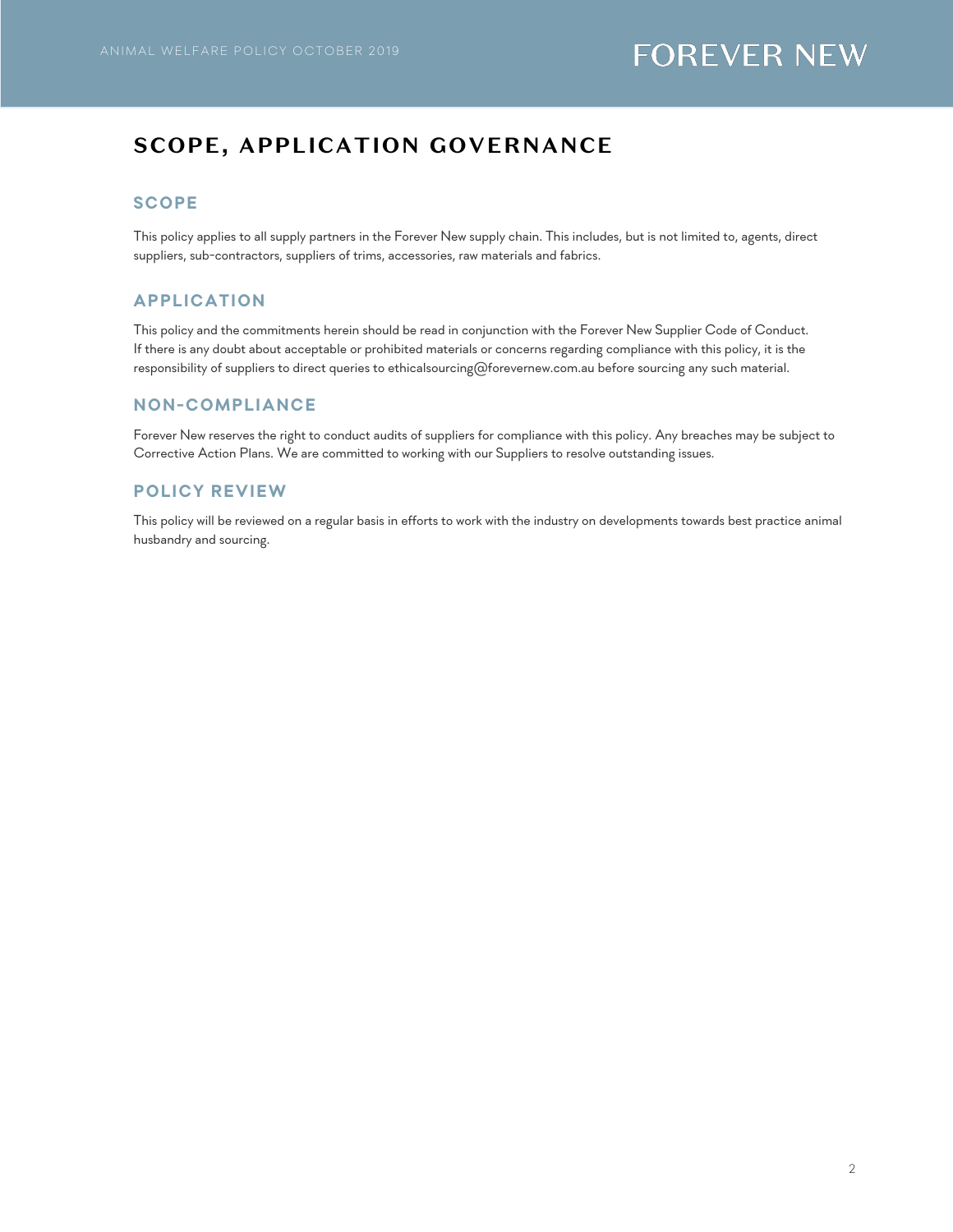# SCOPE, APPLICATION GOVERNANCE

## SCOPE

This policy applies to all supply partners in the Forever New supply chain. This includes, but is not limited to, agents, direct suppliers, sub-contractors, suppliers of trims, accessories, raw materials and fabrics.

## APPLICATION

This policy and the commitments herein should be read in conjunction with the Forever New Supplier Code of Conduct. If there is any doubt about acceptable or prohibited materials or concerns regarding compliance with this policy, it is the responsibility of suppliers to direct queries to ethicalsourcing@forevernew.com.au before sourcing any such material.

## NON-COMPLIANCE

Forever New reserves the right to conduct audits of suppliers for compliance with this policy. Any breaches may be subject to Corrective Action Plans. We are committed to working with our Suppliers to resolve outstanding issues.

## POLICY REVIEW

This policy will be reviewed on a regular basis in efforts to work with the industry on developments towards best practice animal husbandry and sourcing.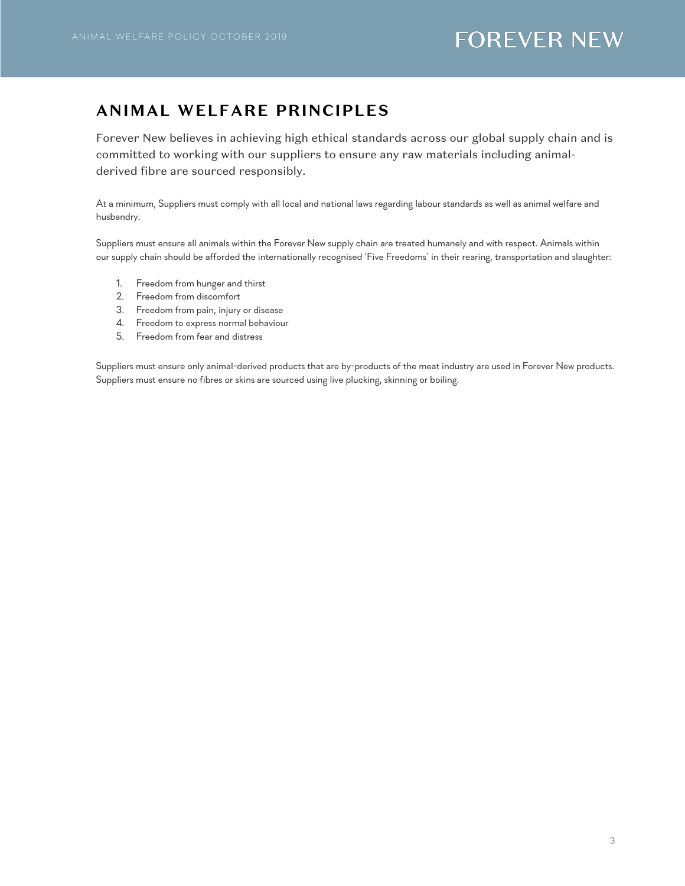## ANIMAL WELFARE PRINCIPLES

Forever New believes in achieving high ethical standards across our global supply chain and is committed to working with our suppliers to ensure any raw materials including animal-derived fibre are sourced responsibly.

At a minimum, Suppliers must comply with all local and national laws regarding labour standards as well as animal welfare and husbandry.

Suppliers must ensure all animals within the Forever New supply chain are treated humanely and with respect. Animals within our supply chain should be afforded the internationally recognised 'Five Freedoms' in their rearing, transportation and slaughter:

1. Freedom from hunger and thirst
2. Freedom from discomfort
3. Freedom from pain, injury or disease
4. Freedom to express normal behaviour
5. Freedom from fear and distress

Suppliers must ensure only animal-derived products that are by-products of the meat industry are used in Forever New products. Suppliers must ensure no fibres or skins are sourced using live plucking, skinning or boiling.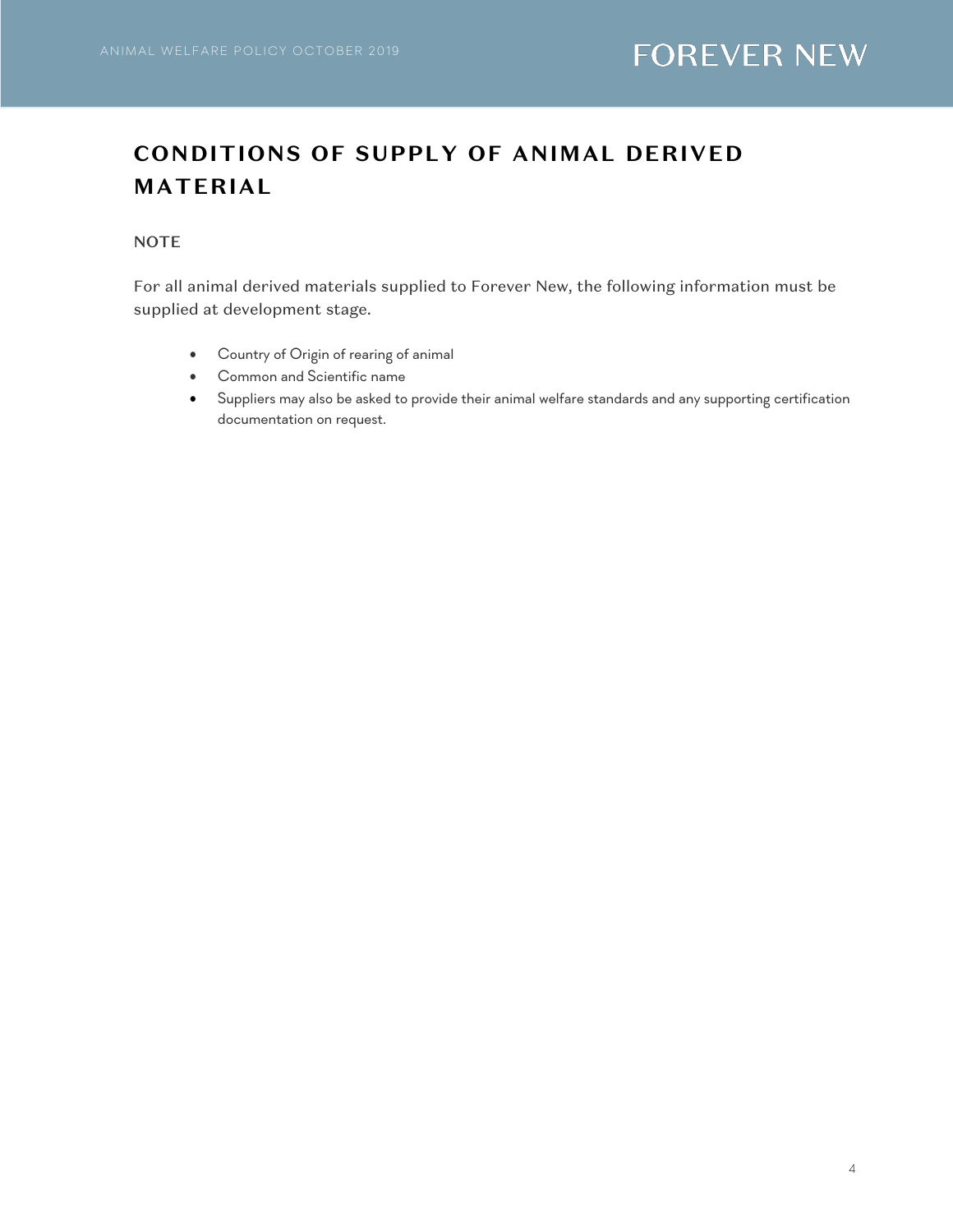## CONDITIONS OF SUPPLY OF ANIMAL DERIVED MATERIAL

### NOTE

For all animal derived materials supplied to Forever New, the following information must be supplied at development stage.

- Country of Origin of rearing of animal
- Common and Scientific name
- Suppliers may also be asked to provide their animal welfare standards and any supporting certification documentation on request.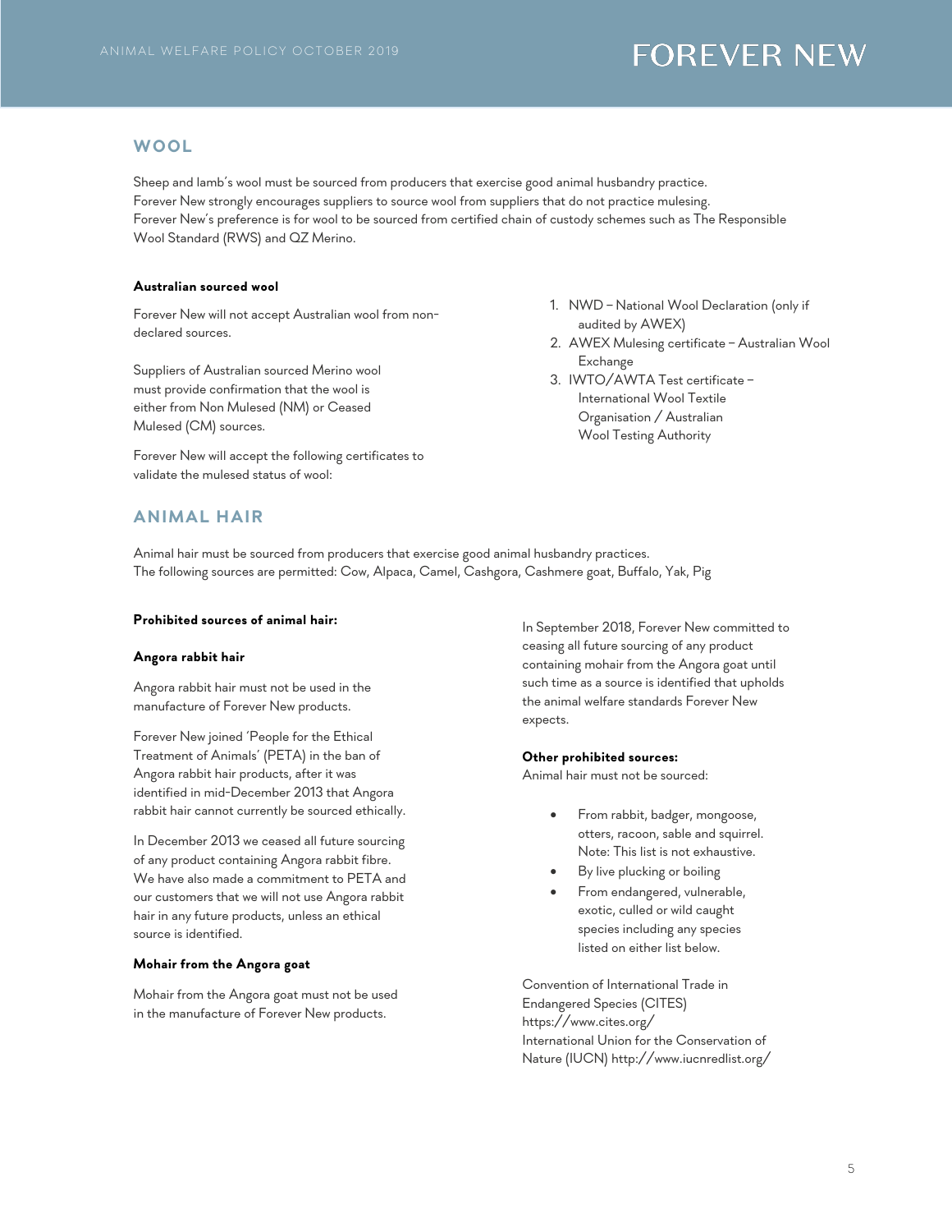## WOOL

Sheep and lamb's wool must be sourced from producers that exercise good animal husbandry practice.
Forever New strongly encourages suppliers to source wool from suppliers that do not practice mulesing.
Forever New's preference is for wool to be sourced from certified chain of custody schemes such as The Responsible Wool Standard (RWS) and QZ Merino.

**Australian sourced wool**

Forever New will not accept Australian wool from non-declared sources.

Suppliers of Australian sourced Merino wool must provide confirmation that the wool is either from Non Mulesed (NM) or Ceased Mulesed (CM) sources.

Forever New will accept the following certificates to validate the mulesed status of wool:

1. NWD – National Wool Declaration (only if audited by AWEX)
2. AWEX Mulesing certificate – Australian Wool Exchange
3. IWTO/AWTA Test certificate – International Wool Textile Organisation / Australian Wool Testing Authority

## ANIMAL HAIR

Animal hair must be sourced from producers that exercise good animal husbandry practices.
The following sources are permitted: Cow, Alpaca, Camel, Cashgora, Cashmere goat, Buffalo, Yak, Pig

**Prohibited sources of animal hair:**

**Angora rabbit hair**

Angora rabbit hair must not be used in the manufacture of Forever New products.

Forever New joined 'People for the Ethical Treatment of Animals' (PETA) in the ban of Angora rabbit hair products, after it was identified in mid-December 2013 that Angora rabbit hair cannot currently be sourced ethically.

In December 2013 we ceased all future sourcing of any product containing Angora rabbit fibre. We have also made a commitment to PETA and our customers that we will not use Angora rabbit hair in any future products, unless an ethical source is identified.

**Mohair from the Angora goat**

Mohair from the Angora goat must not be used in the manufacture of Forever New products.

In September 2018, Forever New committed to ceasing all future sourcing of any product containing mohair from the Angora goat until such time as a source is identified that upholds the animal welfare standards Forever New expects.

**Other prohibited sources:**
Animal hair must not be sourced:

- From rabbit, badger, mongoose, otters, racoon, sable and squirrel. Note: This list is not exhaustive.
- By live plucking or boiling
- From endangered, vulnerable, exotic, culled or wild caught species including any species listed on either list below.

Convention of International Trade in Endangered Species (CITES) https://www.cites.org/
International Union for the Conservation of Nature (IUCN) http://www.iucnredlist.org/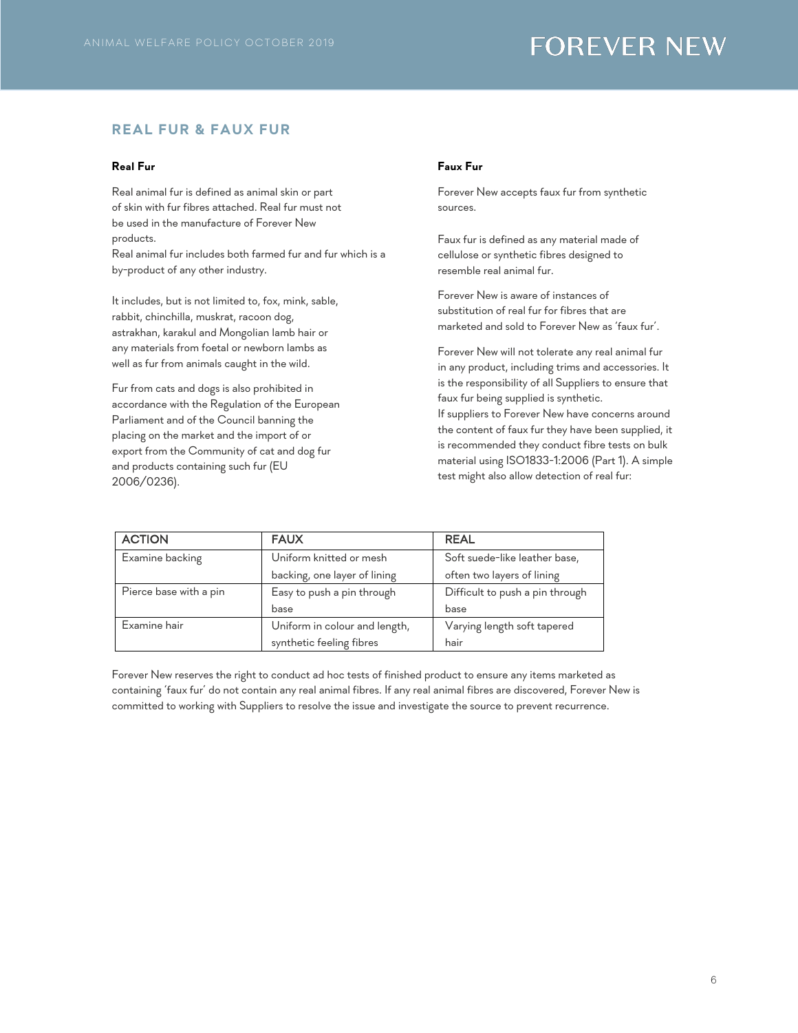## REAL FUR & FAUX FUR

### Real Fur

Real animal fur is defined as animal skin or part of skin with fur fibres attached. Real fur must not be used in the manufacture of Forever New products.
Real animal fur includes both farmed fur and fur which is a by-product of any other industry.

It includes, but is not limited to, fox, mink, sable, rabbit, chinchilla, muskrat, racoon dog, astrakhan, karakul and Mongolian lamb hair or any materials from foetal or newborn lambs as well as fur from animals caught in the wild.

Fur from cats and dogs is also prohibited in accordance with the Regulation of the European Parliament and of the Council banning the placing on the market and the import of or export from the Community of cat and dog fur and products containing such fur (EU 2006/0236).

### Faux Fur

Forever New accepts faux fur from synthetic sources.

Faux fur is defined as any material made of cellulose or synthetic fibres designed to resemble real animal fur.

Forever New is aware of instances of substitution of real fur for fibres that are marketed and sold to Forever New as 'faux fur'.

Forever New will not tolerate any real animal fur in any product, including trims and accessories. It is the responsibility of all Suppliers to ensure that faux fur being supplied is synthetic.
If suppliers to Forever New have concerns around the content of faux fur they have been supplied, it is recommended they conduct fibre tests on bulk material using ISO1833-1:2006 (Part 1). A simple test might also allow detection of real fur:

| ACTION | FAUX | REAL |
|---|---|---|
| Examine backing | Uniform knitted or mesh backing, one layer of lining | Soft suede-like leather base, often two layers of lining |
| Pierce base with a pin | Easy to push a pin through base | Difficult to push a pin through base |
| Examine hair | Uniform in colour and length, synthetic feeling fibres | Varying length soft tapered hair |

Forever New reserves the right to conduct ad hoc tests of finished product to ensure any items marketed as containing 'faux fur' do not contain any real animal fibres. If any real animal fibres are discovered, Forever New is committed to working with Suppliers to resolve the issue and investigate the source to prevent recurrence.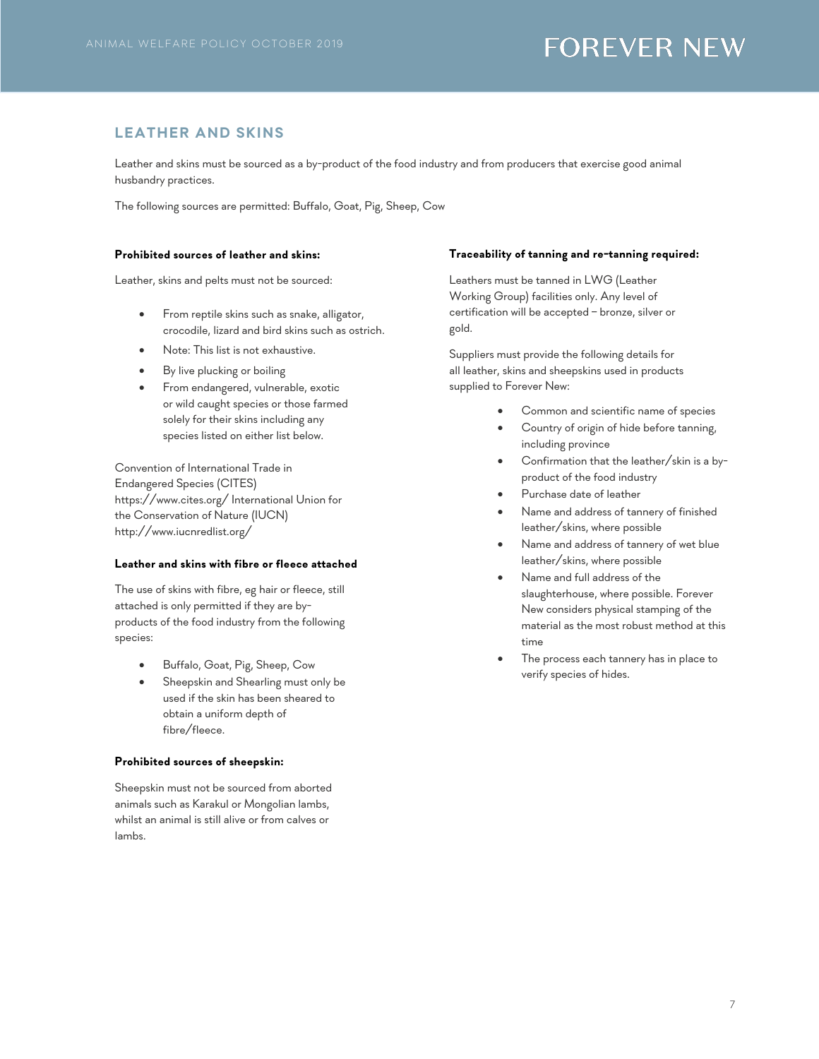## LEATHER AND SKINS

Leather and skins must be sourced as a by-product of the food industry and from producers that exercise good animal husbandry practices.

The following sources are permitted: Buffalo, Goat, Pig, Sheep, Cow

**Prohibited sources of leather and skins:**

Leather, skins and pelts must not be sourced:

- From reptile skins such as snake, alligator, crocodile, lizard and bird skins such as ostrich.
- Note: This list is not exhaustive.
- By live plucking or boiling
- From endangered, vulnerable, exotic or wild caught species or those farmed solely for their skins including any species listed on either list below.

Convention of International Trade in Endangered Species (CITES) https://www.cites.org/ International Union for the Conservation of Nature (IUCN) http://www.iucnredlist.org/

**Leather and skins with fibre or fleece attached**

The use of skins with fibre, eg hair or fleece, still attached is only permitted if they are by-products of the food industry from the following species:

- Buffalo, Goat, Pig, Sheep, Cow
- Sheepskin and Shearling must only be used if the skin has been sheared to obtain a uniform depth of fibre/fleece.

**Prohibited sources of sheepskin:**

Sheepskin must not be sourced from aborted animals such as Karakul or Mongolian lambs, whilst an animal is still alive or from calves or lambs.

**Traceability of tanning and re-tanning required:**

Leathers must be tanned in LWG (Leather Working Group) facilities only. Any level of certification will be accepted – bronze, silver or gold.

Suppliers must provide the following details for all leather, skins and sheepskins used in products supplied to Forever New:

- Common and scientific name of species
- Country of origin of hide before tanning, including province
- Confirmation that the leather/skin is a by-product of the food industry
- Purchase date of leather
- Name and address of tannery of finished leather/skins, where possible
- Name and address of tannery of wet blue leather/skins, where possible
- Name and full address of the slaughterhouse, where possible. Forever New considers physical stamping of the material as the most robust method at this time
- The process each tannery has in place to verify species of hides.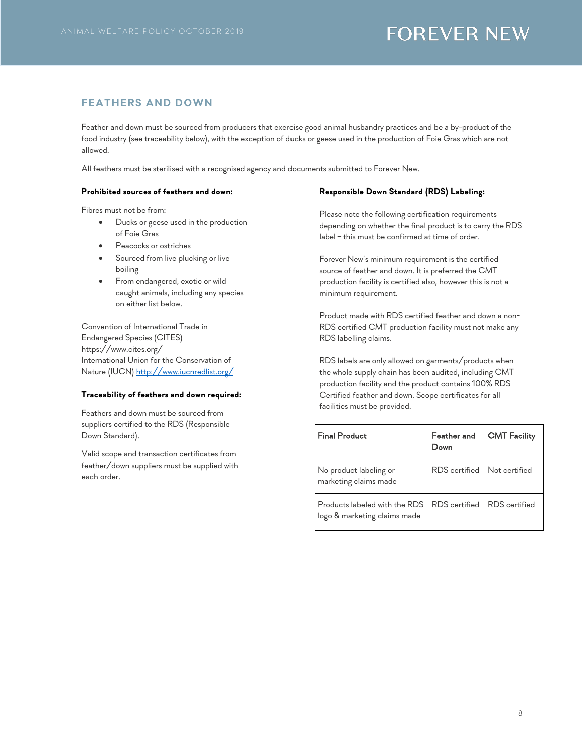## FEATHERS AND DOWN

Feather and down must be sourced from producers that exercise good animal husbandry practices and be a by-product of the food industry (see traceability below), with the exception of ducks or geese used in the production of Foie Gras which are not allowed.

All feathers must be sterilised with a recognised agency and documents submitted to Forever New.

**Prohibited sources of feathers and down:**

Fibres must not be from:

- Ducks or geese used in the production of Foie Gras
- Peacocks or ostriches
- Sourced from live plucking or live boiling
- From endangered, exotic or wild caught animals, including any species on either list below.

Convention of International Trade in Endangered Species (CITES) https://www.cites.org/
International Union for the Conservation of Nature (IUCN) [http://www.iucnredlist.org/](http://www.iucnredlist.org/)

**Traceability of feathers and down required:**

Feathers and down must be sourced from suppliers certified to the RDS (Responsible Down Standard).

Valid scope and transaction certificates from feather/down suppliers must be supplied with each order.

**Responsible Down Standard (RDS) Labeling:**

Please note the following certification requirements depending on whether the final product is to carry the RDS label – this must be confirmed at time of order.

Forever New's minimum requirement is the certified source of feather and down. It is preferred the CMT production facility is certified also, however this is not a minimum requirement.

Product made with RDS certified feather and down a non-RDS certified CMT production facility must not make any RDS labelling claims.

RDS labels are only allowed on garments/products when the whole supply chain has been audited, including CMT production facility and the product contains 100% RDS Certified feather and down. Scope certificates for all facilities must be provided.

| Final Product | Feather and Down | CMT Facility |
|---|---|---|
| No product labeling or marketing claims made | RDS certified | Not certified |
| Products labeled with the RDS logo & marketing claims made | RDS certified | RDS certified |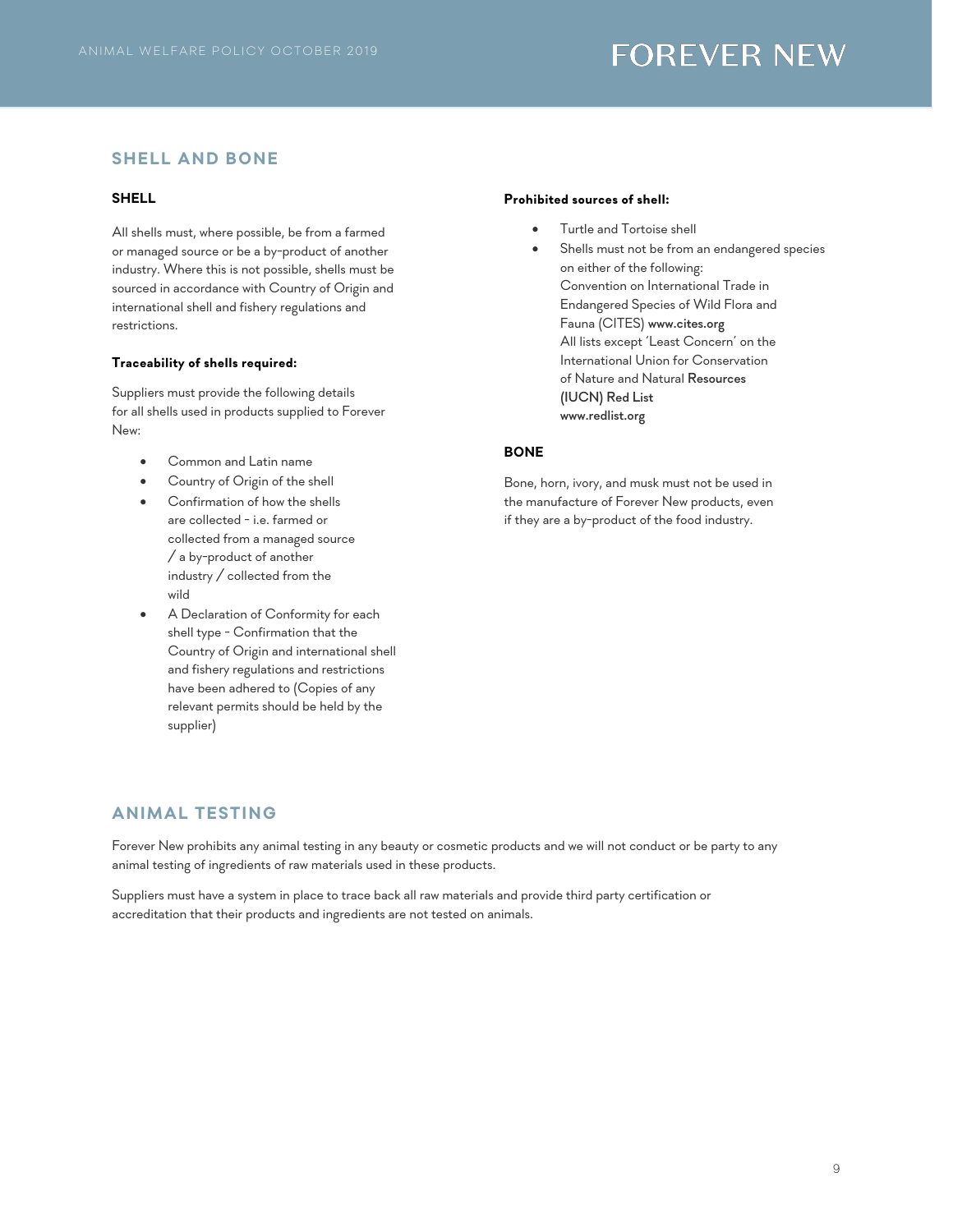## SHELL AND BONE

### SHELL

All shells must, where possible, be from a farmed or managed source or be a by-product of another industry. Where this is not possible, shells must be sourced in accordance with Country of Origin and international shell and fishery regulations and restrictions.

**Traceability of shells required:**

Suppliers must provide the following details for all shells used in products supplied to Forever New:

- Common and Latin name
- Country of Origin of the shell
- Confirmation of how the shells are collected - i.e. farmed or collected from a managed source / a by-product of another industry / collected from the wild
- A Declaration of Conformity for each shell type - Confirmation that the Country of Origin and international shell and fishery regulations and restrictions have been adhered to (Copies of any relevant permits should be held by the supplier)

**Prohibited sources of shell:**

- Turtle and Tortoise shell
- Shells must not be from an endangered species on either of the following:
  Convention on International Trade in Endangered Species of Wild Flora and Fauna (CITES) www.cites.org
  All lists except 'Least Concern' on the International Union for Conservation of Nature and Natural Resources (IUCN) Red List
  www.redlist.org

### BONE

Bone, horn, ivory, and musk must not be used in the manufacture of Forever New products, even if they are a by-product of the food industry.

## ANIMAL TESTING

Forever New prohibits any animal testing in any beauty or cosmetic products and we will not conduct or be party to any animal testing of ingredients of raw materials used in these products.

Suppliers must have a system in place to trace back all raw materials and provide third party certification or accreditation that their products and ingredients are not tested on animals.